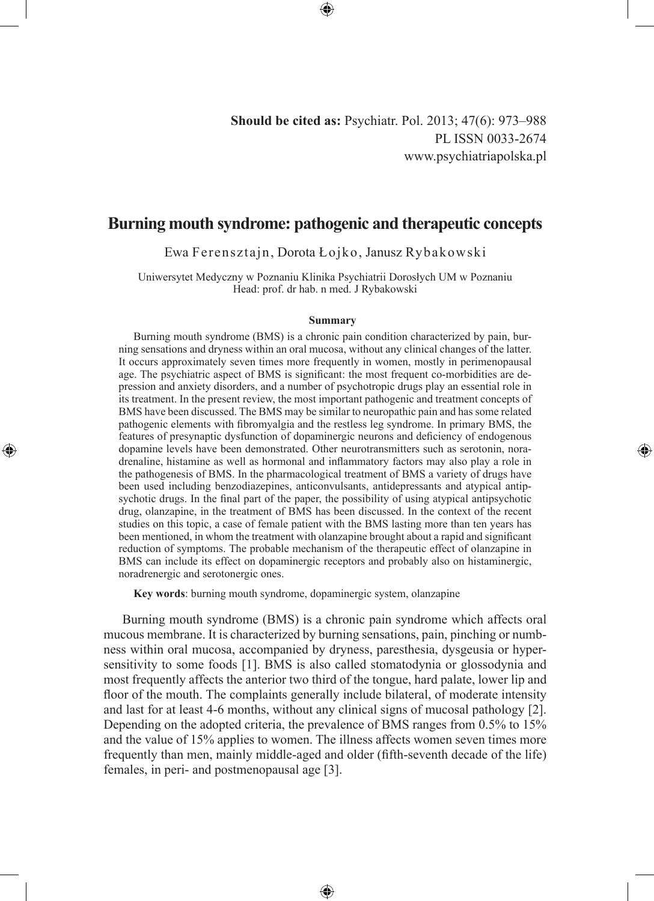**Should be cited as:** Psychiatr. Pol. 2013; 47(6): 973–988
PL ISSN 0033-2674
www.psychiatriapolska.pl

# Burning mouth syndrome: pathogenic and therapeutic concepts

Ewa Ferensztajn, Dorota Łojko, Janusz Rybakowski

Uniwersytet Medyczny w Poznaniu Klinika Psychiatrii Dorosłych UM w Poznaniu
Head: prof. dr hab. n med. J Rybakowski

### Summary

Burning mouth syndrome (BMS) is a chronic pain condition characterized by pain, burning sensations and dryness within an oral mucosa, without any clinical changes of the latter. It occurs approximately seven times more frequently in women, mostly in perimenopausal age. The psychiatric aspect of BMS is significant: the most frequent co-morbidities are depression and anxiety disorders, and a number of psychotropic drugs play an essential role in its treatment. In the present review, the most important pathogenic and treatment concepts of BMS have been discussed. The BMS may be similar to neuropathic pain and has some related pathogenic elements with fibromyalgia and the restless leg syndrome. In primary BMS, the features of presynaptic dysfunction of dopaminergic neurons and deficiency of endogenous dopamine levels have been demonstrated. Other neurotransmitters such as serotonin, noradrenaline, histamine as well as hormonal and inflammatory factors may also play a role in the pathogenesis of BMS. In the pharmacological treatment of BMS a variety of drugs have been used including benzodiazepines, anticonvulsants, antidepressants and atypical antipsychotic drugs. In the final part of the paper, the possibility of using atypical antipsychotic drug, olanzapine, in the treatment of BMS has been discussed. In the context of the recent studies on this topic, a case of female patient with the BMS lasting more than ten years has been mentioned, in whom the treatment with olanzapine brought about a rapid and significant reduction of symptoms. The probable mechanism of the therapeutic effect of olanzapine in BMS can include its effect on dopaminergic receptors and probably also on histaminergic, noradrenergic and serotonergic ones.

**Key words**: burning mouth syndrome, dopaminergic system, olanzapine

Burning mouth syndrome (BMS) is a chronic pain syndrome which affects oral mucous membrane. It is characterized by burning sensations, pain, pinching or numbness within oral mucosa, accompanied by dryness, paresthesia, dysgeusia or hypersensitivity to some foods [1]. BMS is also called stomatodynia or glossodynia and most frequently affects the anterior two third of the tongue, hard palate, lower lip and floor of the mouth. The complaints generally include bilateral, of moderate intensity and last for at least 4-6 months, without any clinical signs of mucosal pathology [2]. Depending on the adopted criteria, the prevalence of BMS ranges from 0.5% to 15% and the value of 15% applies to women. The illness affects women seven times more frequently than men, mainly middle-aged and older (fifth-seventh decade of the life) females, in peri- and postmenopausal age [3].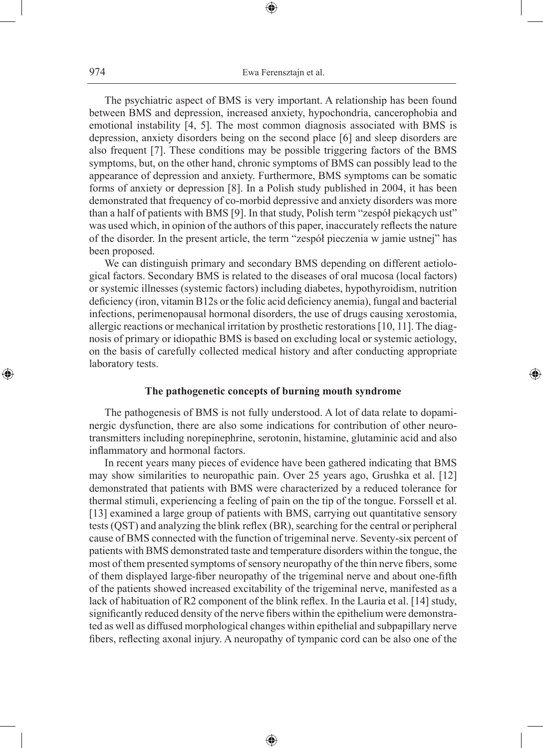The psychiatric aspect of BMS is very important. A relationship has been found between BMS and depression, increased anxiety, hypochondria, cancerophobia and emotional instability [4, 5]. The most common diagnosis associated with BMS is depression, anxiety disorders being on the second place [6] and sleep disorders are also frequent [7]. These conditions may be possible triggering factors of the BMS symptoms, but, on the other hand, chronic symptoms of BMS can possibly lead to the appearance of depression and anxiety. Furthermore, BMS symptoms can be somatic forms of anxiety or depression [8]. In a Polish study published in 2004, it has been demonstrated that frequency of co-morbid depressive and anxiety disorders was more than a half of patients with BMS [9]. In that study, Polish term "zespół piekących ust" was used which, in opinion of the authors of this paper, inaccurately reflects the nature of the disorder. In the present article, the term "zespół pieczenia w jamie ustnej" has been proposed.

We can distinguish primary and secondary BMS depending on different aetiological factors. Secondary BMS is related to the diseases of oral mucosa (local factors) or systemic illnesses (systemic factors) including diabetes, hypothyroidism, nutrition deficiency (iron, vitamin B12s or the folic acid deficiency anemia), fungal and bacterial infections, perimenopausal hormonal disorders, the use of drugs causing xerostomia, allergic reactions or mechanical irritation by prosthetic restorations [10, 11]. The diagnosis of primary or idiopathic BMS is based on excluding local or systemic aetiology, on the basis of carefully collected medical history and after conducting appropriate laboratory tests.

## The pathogenetic concepts of burning mouth syndrome

The pathogenesis of BMS is not fully understood. A lot of data relate to dopaminergic dysfunction, there are also some indications for contribution of other neurotransmitters including norepinephrine, serotonin, histamine, glutaminic acid and also inflammatory and hormonal factors.

In recent years many pieces of evidence have been gathered indicating that BMS may show similarities to neuropathic pain. Over 25 years ago, Grushka et al. [12] demonstrated that patients with BMS were characterized by a reduced tolerance for thermal stimuli, experiencing a feeling of pain on the tip of the tongue. Forssell et al. [13] examined a large group of patients with BMS, carrying out quantitative sensory tests (QST) and analyzing the blink reflex (BR), searching for the central or peripheral cause of BMS connected with the function of trigeminal nerve. Seventy-six percent of patients with BMS demonstrated taste and temperature disorders within the tongue, the most of them presented symptoms of sensory neuropathy of the thin nerve fibers, some of them displayed large-fiber neuropathy of the trigeminal nerve and about one-fifth of the patients showed increased excitability of the trigeminal nerve, manifested as a lack of habituation of R2 component of the blink reflex. In the Lauria et al. [14] study, significantly reduced density of the nerve fibers within the epithelium were demonstrated as well as diffused morphological changes within epithelial and subpapillary nerve fibers, reflecting axonal injury. A neuropathy of tympanic cord can be also one of the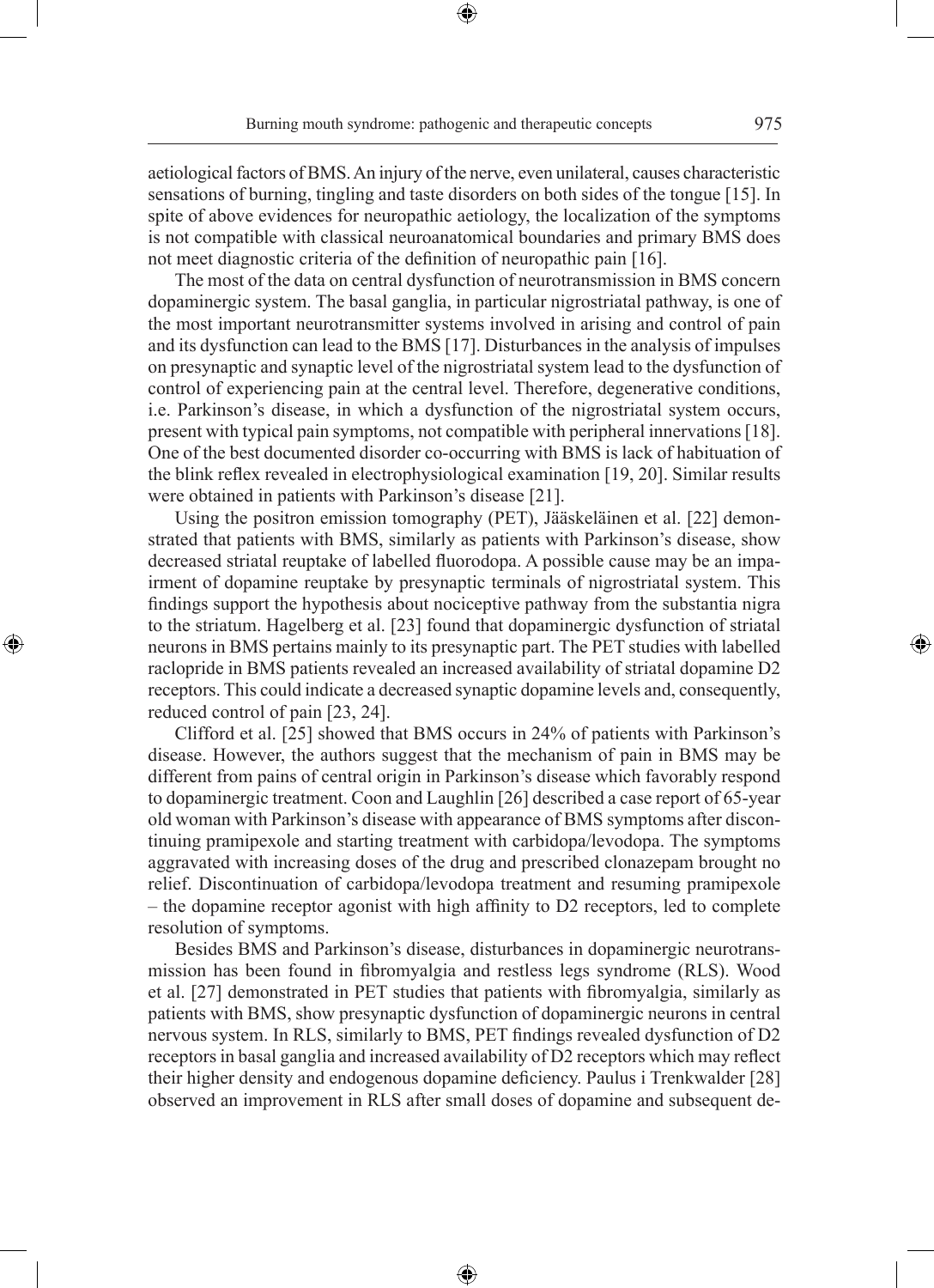aetiological factors of BMS. An injury of the nerve, even unilateral, causes characteristic sensations of burning, tingling and taste disorders on both sides of the tongue [15]. In spite of above evidences for neuropathic aetiology, the localization of the symptoms is not compatible with classical neuroanatomical boundaries and primary BMS does not meet diagnostic criteria of the definition of neuropathic pain [16].

The most of the data on central dysfunction of neurotransmission in BMS concern dopaminergic system. The basal ganglia, in particular nigrostriatal pathway, is one of the most important neurotransmitter systems involved in arising and control of pain and its dysfunction can lead to the BMS [17]. Disturbances in the analysis of impulses on presynaptic and synaptic level of the nigrostriatal system lead to the dysfunction of control of experiencing pain at the central level. Therefore, degenerative conditions, i.e. Parkinson's disease, in which a dysfunction of the nigrostriatal system occurs, present with typical pain symptoms, not compatible with peripheral innervations [18]. One of the best documented disorder co-occurring with BMS is lack of habituation of the blink reflex revealed in electrophysiological examination [19, 20]. Similar results were obtained in patients with Parkinson's disease [21].

Using the positron emission tomography (PET), Jääskeläinen et al. [22] demonstrated that patients with BMS, similarly as patients with Parkinson's disease, show decreased striatal reuptake of labelled fluorodopa. A possible cause may be an impairment of dopamine reuptake by presynaptic terminals of nigrostriatal system. This findings support the hypothesis about nociceptive pathway from the substantia nigra to the striatum. Hagelberg et al. [23] found that dopaminergic dysfunction of striatal neurons in BMS pertains mainly to its presynaptic part. The PET studies with labelled raclopride in BMS patients revealed an increased availability of striatal dopamine D2 receptors. This could indicate a decreased synaptic dopamine levels and, consequently, reduced control of pain [23, 24].

Clifford et al. [25] showed that BMS occurs in 24% of patients with Parkinson's disease. However, the authors suggest that the mechanism of pain in BMS may be different from pains of central origin in Parkinson's disease which favorably respond to dopaminergic treatment. Coon and Laughlin [26] described a case report of 65-year old woman with Parkinson's disease with appearance of BMS symptoms after discontinuing pramipexole and starting treatment with carbidopa/levodopa. The symptoms aggravated with increasing doses of the drug and prescribed clonazepam brought no relief. Discontinuation of carbidopa/levodopa treatment and resuming pramipexole – the dopamine receptor agonist with high affinity to D2 receptors, led to complete resolution of symptoms.

Besides BMS and Parkinson's disease, disturbances in dopaminergic neurotransmission has been found in fibromyalgia and restless legs syndrome (RLS). Wood et al. [27] demonstrated in PET studies that patients with fibromyalgia, similarly as patients with BMS, show presynaptic dysfunction of dopaminergic neurons in central nervous system. In RLS, similarly to BMS, PET findings revealed dysfunction of D2 receptors in basal ganglia and increased availability of D2 receptors which may reflect their higher density and endogenous dopamine deficiency. Paulus i Trenkwalder [28] observed an improvement in RLS after small doses of dopamine and subsequent de-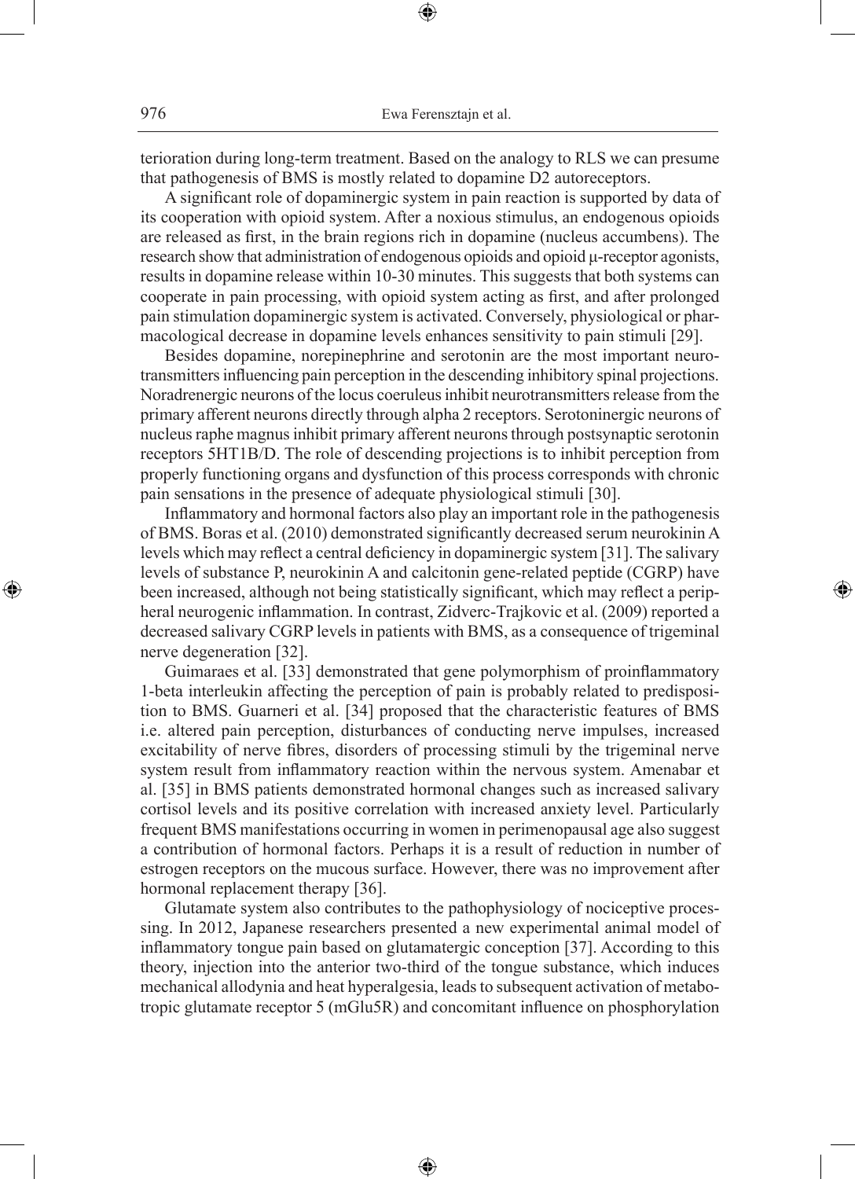terioration during long-term treatment. Based on the analogy to RLS we can presume that pathogenesis of BMS is mostly related to dopamine D2 autoreceptors.

A significant role of dopaminergic system in pain reaction is supported by data of its cooperation with opioid system. After a noxious stimulus, an endogenous opioids are released as first, in the brain regions rich in dopamine (nucleus accumbens). The research show that administration of endogenous opioids and opioid μ-receptor agonists, results in dopamine release within 10-30 minutes. This suggests that both systems can cooperate in pain processing, with opioid system acting as first, and after prolonged pain stimulation dopaminergic system is activated. Conversely, physiological or pharmacological decrease in dopamine levels enhances sensitivity to pain stimuli [29].

Besides dopamine, norepinephrine and serotonin are the most important neurotransmitters influencing pain perception in the descending inhibitory spinal projections. Noradrenergic neurons of the locus coeruleus inhibit neurotransmitters release from the primary afferent neurons directly through alpha 2 receptors. Serotoninergic neurons of nucleus raphe magnus inhibit primary afferent neurons through postsynaptic serotonin receptors 5HT1B/D. The role of descending projections is to inhibit perception from properly functioning organs and dysfunction of this process corresponds with chronic pain sensations in the presence of adequate physiological stimuli [30].

Inflammatory and hormonal factors also play an important role in the pathogenesis of BMS. Boras et al. (2010) demonstrated significantly decreased serum neurokinin A levels which may reflect a central deficiency in dopaminergic system [31]. The salivary levels of substance P, neurokinin A and calcitonin gene-related peptide (CGRP) have been increased, although not being statistically significant, which may reflect a peripheral neurogenic inflammation. In contrast, Zidverc-Trajkovic et al. (2009) reported a decreased salivary CGRP levels in patients with BMS, as a consequence of trigeminal nerve degeneration [32].

Guimaraes et al. [33] demonstrated that gene polymorphism of proinflammatory 1-beta interleukin affecting the perception of pain is probably related to predisposition to BMS. Guarneri et al. [34] proposed that the characteristic features of BMS i.e. altered pain perception, disturbances of conducting nerve impulses, increased excitability of nerve fibres, disorders of processing stimuli by the trigeminal nerve system result from inflammatory reaction within the nervous system. Amenabar et al. [35] in BMS patients demonstrated hormonal changes such as increased salivary cortisol levels and its positive correlation with increased anxiety level. Particularly frequent BMS manifestations occurring in women in perimenopausal age also suggest a contribution of hormonal factors. Perhaps it is a result of reduction in number of estrogen receptors on the mucous surface. However, there was no improvement after hormonal replacement therapy [36].

Glutamate system also contributes to the pathophysiology of nociceptive processing. In 2012, Japanese researchers presented a new experimental animal model of inflammatory tongue pain based on glutamatergic conception [37]. According to this theory, injection into the anterior two-third of the tongue substance, which induces mechanical allodynia and heat hyperalgesia, leads to subsequent activation of metabotropic glutamate receptor 5 (mGlu5R) and concomitant influence on phosphorylation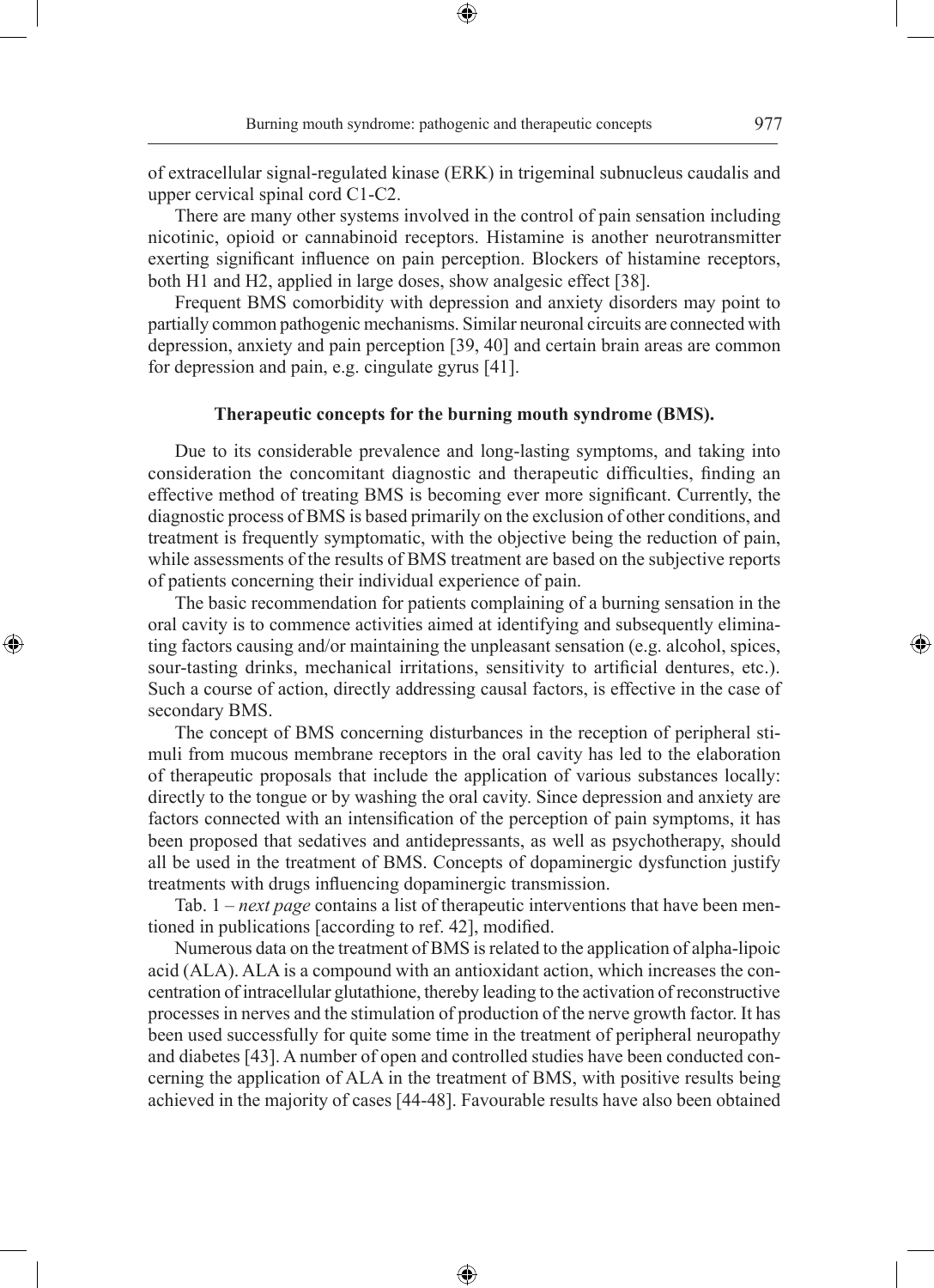of extracellular signal-regulated kinase (ERK) in trigeminal subnucleus caudalis and upper cervical spinal cord C1-C2.

There are many other systems involved in the control of pain sensation including nicotinic, opioid or cannabinoid receptors. Histamine is another neurotransmitter exerting significant influence on pain perception. Blockers of histamine receptors, both H1 and H2, applied in large doses, show analgesic effect [38].

Frequent BMS comorbidity with depression and anxiety disorders may point to partially common pathogenic mechanisms. Similar neuronal circuits are connected with depression, anxiety and pain perception [39, 40] and certain brain areas are common for depression and pain, e.g. cingulate gyrus [41].

## Therapeutic concepts for the burning mouth syndrome (BMS).

Due to its considerable prevalence and long-lasting symptoms, and taking into consideration the concomitant diagnostic and therapeutic difficulties, finding an effective method of treating BMS is becoming ever more significant. Currently, the diagnostic process of BMS is based primarily on the exclusion of other conditions, and treatment is frequently symptomatic, with the objective being the reduction of pain, while assessments of the results of BMS treatment are based on the subjective reports of patients concerning their individual experience of pain.

The basic recommendation for patients complaining of a burning sensation in the oral cavity is to commence activities aimed at identifying and subsequently eliminating factors causing and/or maintaining the unpleasant sensation (e.g. alcohol, spices, sour-tasting drinks, mechanical irritations, sensitivity to artificial dentures, etc.). Such a course of action, directly addressing causal factors, is effective in the case of secondary BMS.

The concept of BMS concerning disturbances in the reception of peripheral stimuli from mucous membrane receptors in the oral cavity has led to the elaboration of therapeutic proposals that include the application of various substances locally: directly to the tongue or by washing the oral cavity. Since depression and anxiety are factors connected with an intensification of the perception of pain symptoms, it has been proposed that sedatives and antidepressants, as well as psychotherapy, should all be used in the treatment of BMS. Concepts of dopaminergic dysfunction justify treatments with drugs influencing dopaminergic transmission.

Tab. 1 – *next page* contains a list of therapeutic interventions that have been mentioned in publications [according to ref. 42], modified.

Numerous data on the treatment of BMS is related to the application of alpha-lipoic acid (ALA). ALA is a compound with an antioxidant action, which increases the concentration of intracellular glutathione, thereby leading to the activation of reconstructive processes in nerves and the stimulation of production of the nerve growth factor. It has been used successfully for quite some time in the treatment of peripheral neuropathy and diabetes [43]. A number of open and controlled studies have been conducted concerning the application of ALA in the treatment of BMS, with positive results being achieved in the majority of cases [44-48]. Favourable results have also been obtained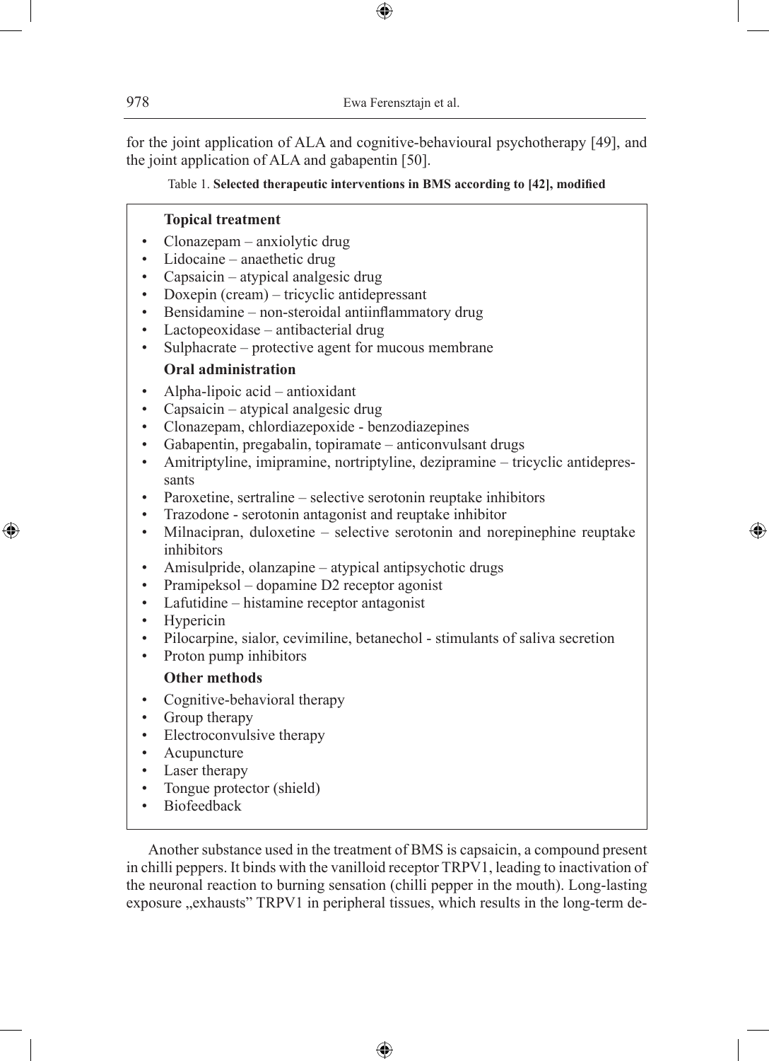for the joint application of ALA and cognitive-behavioural psychotherapy [49], and the joint application of ALA and gabapentin [50].

Table 1. **Selected therapeutic interventions in BMS according to [42], modified**

**Topical treatment**

- Clonazepam – anxiolytic drug
- Lidocaine – anaethetic drug
- Capsaicin – atypical analgesic drug
- Doxepin (cream) – tricyclic antidepressant
- Bensidamine – non-steroidal antiinflammatory drug
- Lactopeoxidase – antibacterial drug
- Sulphacrate – protective agent for mucous membrane

**Oral administration**

- Alpha-lipoic acid – antioxidant
- Capsaicin – atypical analgesic drug
- Clonazepam, chlordiazepoxide - benzodiazepines
- Gabapentin, pregabalin, topiramate – anticonvulsant drugs
- Amitriptyline, imipramine, nortriptyline, dezipramine – tricyclic antidepressants
- Paroxetine, sertraline – selective serotonin reuptake inhibitors
- Trazodone - serotonin antagonist and reuptake inhibitor
- Milnacipran, duloxetine – selective serotonin and norepinephine reuptake inhibitors
- Amisulpride, olanzapine – atypical antipsychotic drugs
- Pramipeksol – dopamine D2 receptor agonist
- Lafutidine – histamine receptor antagonist
- Hypericin
- Pilocarpine, sialor, cevimiline, betanechol - stimulants of saliva secretion
- Proton pump inhibitors

**Other methods**

- Cognitive-behavioral therapy
- Group therapy
- Electroconvulsive therapy
- Acupuncture
- Laser therapy
- Tongue protector (shield)
- Biofeedback

Another substance used in the treatment of BMS is capsaicin, a compound present in chilli peppers. It binds with the vanilloid receptor TRPV1, leading to inactivation of the neuronal reaction to burning sensation (chilli pepper in the mouth). Long-lasting exposure „exhausts" TRPV1 in peripheral tissues, which results in the long-term de-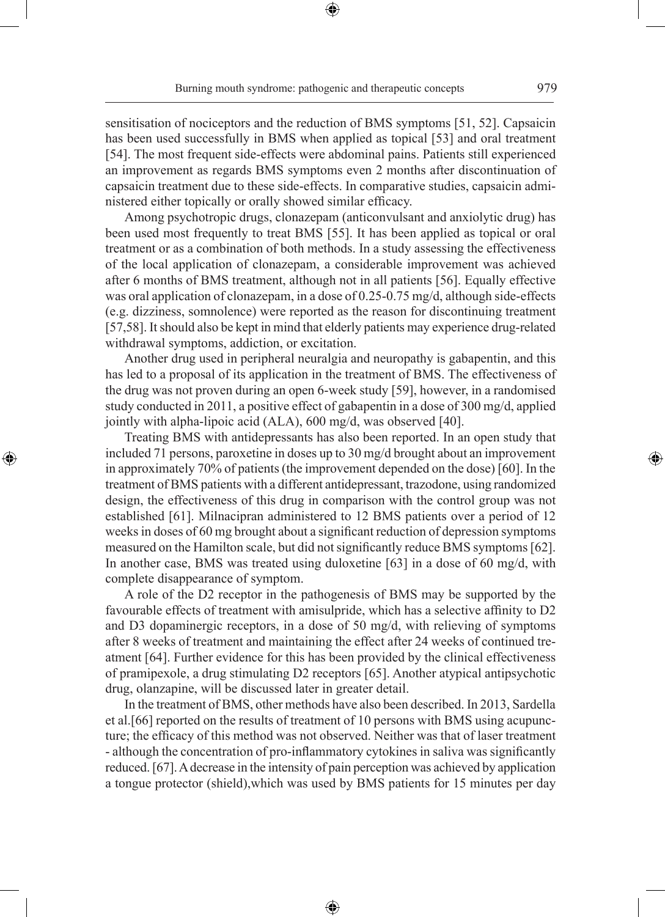sensitisation of nociceptors and the reduction of BMS symptoms [51, 52]. Capsaicin has been used successfully in BMS when applied as topical [53] and oral treatment [54]. The most frequent side-effects were abdominal pains. Patients still experienced an improvement as regards BMS symptoms even 2 months after discontinuation of capsaicin treatment due to these side-effects. In comparative studies, capsaicin administered either topically or orally showed similar efficacy.

Among psychotropic drugs, clonazepam (anticonvulsant and anxiolytic drug) has been used most frequently to treat BMS [55]. It has been applied as topical or oral treatment or as a combination of both methods. In a study assessing the effectiveness of the local application of clonazepam, a considerable improvement was achieved after 6 months of BMS treatment, although not in all patients [56]. Equally effective was oral application of clonazepam, in a dose of 0.25-0.75 mg/d, although side-effects (e.g. dizziness, somnolence) were reported as the reason for discontinuing treatment [57,58]. It should also be kept in mind that elderly patients may experience drug-related withdrawal symptoms, addiction, or excitation.

Another drug used in peripheral neuralgia and neuropathy is gabapentin, and this has led to a proposal of its application in the treatment of BMS. The effectiveness of the drug was not proven during an open 6-week study [59], however, in a randomised study conducted in 2011, a positive effect of gabapentin in a dose of 300 mg/d, applied jointly with alpha-lipoic acid (ALA), 600 mg/d, was observed [40].

Treating BMS with antidepressants has also been reported. In an open study that included 71 persons, paroxetine in doses up to 30 mg/d brought about an improvement in approximately 70% of patients (the improvement depended on the dose) [60]. In the treatment of BMS patients with a different antidepressant, trazodone, using randomized design, the effectiveness of this drug in comparison with the control group was not established [61]. Milnacipran administered to 12 BMS patients over a period of 12 weeks in doses of 60 mg brought about a significant reduction of depression symptoms measured on the Hamilton scale, but did not significantly reduce BMS symptoms [62]. In another case, BMS was treated using duloxetine [63] in a dose of 60 mg/d, with complete disappearance of symptom.

A role of the D2 receptor in the pathogenesis of BMS may be supported by the favourable effects of treatment with amisulpride, which has a selective affinity to D2 and D3 dopaminergic receptors, in a dose of 50 mg/d, with relieving of symptoms after 8 weeks of treatment and maintaining the effect after 24 weeks of continued treatment [64]. Further evidence for this has been provided by the clinical effectiveness of pramipexole, a drug stimulating D2 receptors [65]. Another atypical antipsychotic drug, olanzapine, will be discussed later in greater detail.

In the treatment of BMS, other methods have also been described. In 2013, Sardella et al.[66] reported on the results of treatment of 10 persons with BMS using acupuncture; the efficacy of this method was not observed. Neither was that of laser treatment - although the concentration of pro-inflammatory cytokines in saliva was significantly reduced. [67]. A decrease in the intensity of pain perception was achieved by application a tongue protector (shield),which was used by BMS patients for 15 minutes per day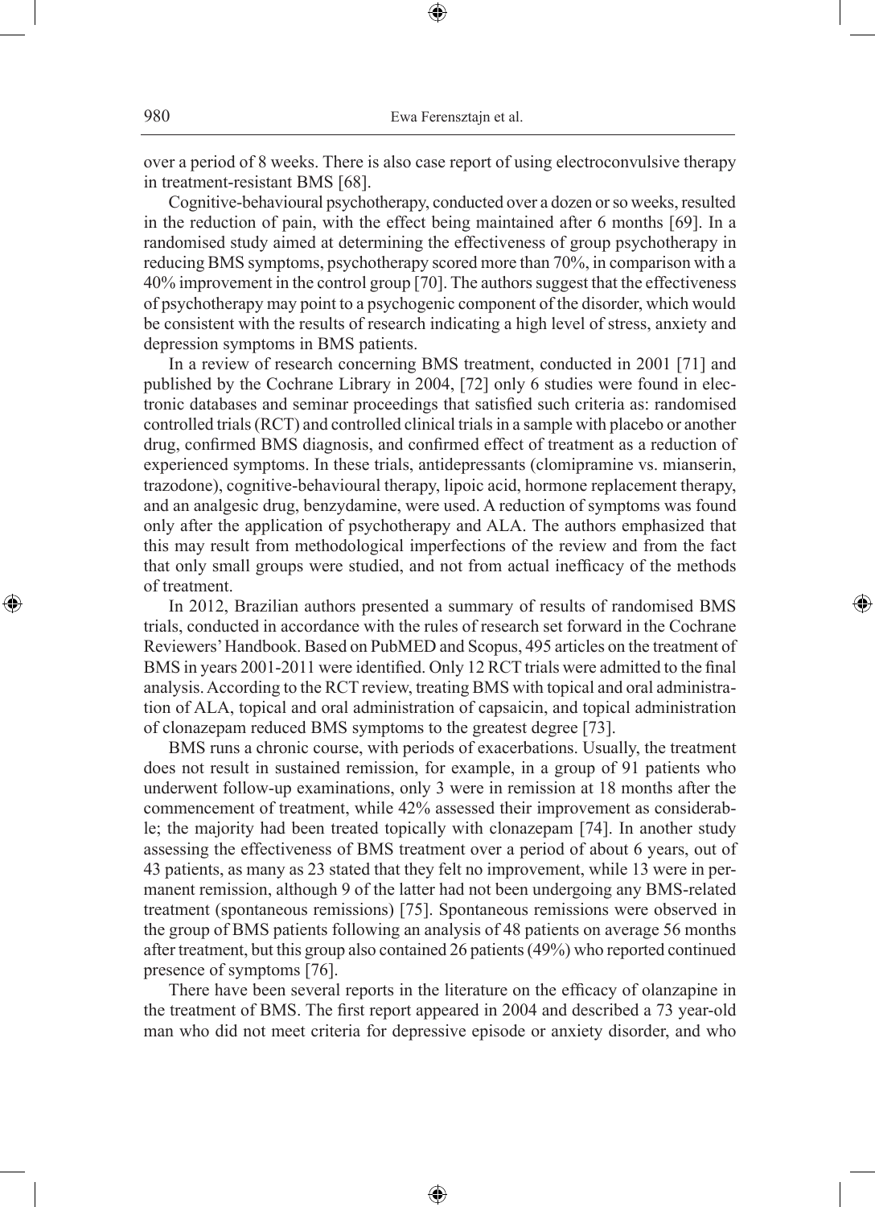over a period of 8 weeks. There is also case report of using electroconvulsive therapy in treatment-resistant BMS [68].

Cognitive-behavioural psychotherapy, conducted over a dozen or so weeks, resulted in the reduction of pain, with the effect being maintained after 6 months [69]. In a randomised study aimed at determining the effectiveness of group psychotherapy in reducing BMS symptoms, psychotherapy scored more than 70%, in comparison with a 40% improvement in the control group [70]. The authors suggest that the effectiveness of psychotherapy may point to a psychogenic component of the disorder, which would be consistent with the results of research indicating a high level of stress, anxiety and depression symptoms in BMS patients.

In a review of research concerning BMS treatment, conducted in 2001 [71] and published by the Cochrane Library in 2004, [72] only 6 studies were found in electronic databases and seminar proceedings that satisfied such criteria as: randomised controlled trials (RCT) and controlled clinical trials in a sample with placebo or another drug, confirmed BMS diagnosis, and confirmed effect of treatment as a reduction of experienced symptoms. In these trials, antidepressants (clomipramine vs. mianserin, trazodone), cognitive-behavioural therapy, lipoic acid, hormone replacement therapy, and an analgesic drug, benzydamine, were used. A reduction of symptoms was found only after the application of psychotherapy and ALA. The authors emphasized that this may result from methodological imperfections of the review and from the fact that only small groups were studied, and not from actual inefficacy of the methods of treatment.

In 2012, Brazilian authors presented a summary of results of randomised BMS trials, conducted in accordance with the rules of research set forward in the Cochrane Reviewers' Handbook. Based on PubMED and Scopus, 495 articles on the treatment of BMS in years 2001-2011 were identified. Only 12 RCT trials were admitted to the final analysis. According to the RCT review, treating BMS with topical and oral administration of ALA, topical and oral administration of capsaicin, and topical administration of clonazepam reduced BMS symptoms to the greatest degree [73].

BMS runs a chronic course, with periods of exacerbations. Usually, the treatment does not result in sustained remission, for example, in a group of 91 patients who underwent follow-up examinations, only 3 were in remission at 18 months after the commencement of treatment, while 42% assessed their improvement as considerable; the majority had been treated topically with clonazepam [74]. In another study assessing the effectiveness of BMS treatment over a period of about 6 years, out of 43 patients, as many as 23 stated that they felt no improvement, while 13 were in permanent remission, although 9 of the latter had not been undergoing any BMS-related treatment (spontaneous remissions) [75]. Spontaneous remissions were observed in the group of BMS patients following an analysis of 48 patients on average 56 months after treatment, but this group also contained 26 patients (49%) who reported continued presence of symptoms [76].

There have been several reports in the literature on the efficacy of olanzapine in the treatment of BMS. The first report appeared in 2004 and described a 73 year-old man who did not meet criteria for depressive episode or anxiety disorder, and who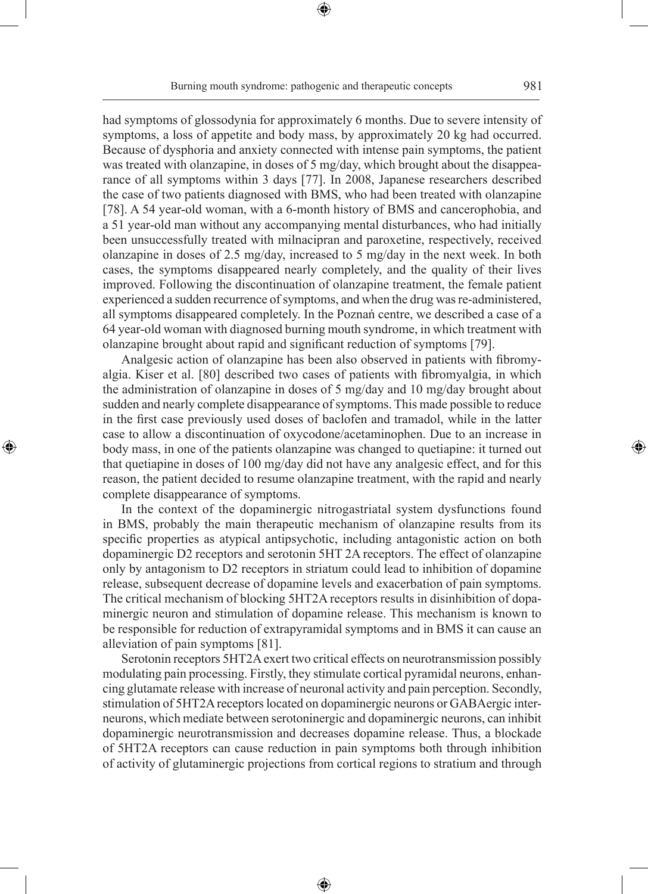had symptoms of glossodynia for approximately 6 months. Due to severe intensity of symptoms, a loss of appetite and body mass, by approximately 20 kg had occurred. Because of dysphoria and anxiety connected with intense pain symptoms, the patient was treated with olanzapine, in doses of 5 mg/day, which brought about the disappearance of all symptoms within 3 days [77]. In 2008, Japanese researchers described the case of two patients diagnosed with BMS, who had been treated with olanzapine [78]. A 54 year-old woman, with a 6-month history of BMS and cancerophobia, and a 51 year-old man without any accompanying mental disturbances, who had initially been unsuccessfully treated with milnacipran and paroxetine, respectively, received olanzapine in doses of 2.5 mg/day, increased to 5 mg/day in the next week. In both cases, the symptoms disappeared nearly completely, and the quality of their lives improved. Following the discontinuation of olanzapine treatment, the female patient experienced a sudden recurrence of symptoms, and when the drug was re-administered, all symptoms disappeared completely. In the Poznań centre, we described a case of a 64 year-old woman with diagnosed burning mouth syndrome, in which treatment with olanzapine brought about rapid and significant reduction of symptoms [79].

Analgesic action of olanzapine has been also observed in patients with fibromyalgia. Kiser et al. [80] described two cases of patients with fibromyalgia, in which the administration of olanzapine in doses of 5 mg/day and 10 mg/day brought about sudden and nearly complete disappearance of symptoms. This made possible to reduce in the first case previously used doses of baclofen and tramadol, while in the latter case to allow a discontinuation of oxycodone/acetaminophen. Due to an increase in body mass, in one of the patients olanzapine was changed to quetiapine: it turned out that quetiapine in doses of 100 mg/day did not have any analgesic effect, and for this reason, the patient decided to resume olanzapine treatment, with the rapid and nearly complete disappearance of symptoms.

In the context of the dopaminergic nitrogastriatal system dysfunctions found in BMS, probably the main therapeutic mechanism of olanzapine results from its specific properties as atypical antipsychotic, including antagonistic action on both dopaminergic D2 receptors and serotonin 5HT 2A receptors. The effect of olanzapine only by antagonism to D2 receptors in striatum could lead to inhibition of dopamine release, subsequent decrease of dopamine levels and exacerbation of pain symptoms. The critical mechanism of blocking 5HT2A receptors results in disinhibition of dopaminergic neuron and stimulation of dopamine release. This mechanism is known to be responsible for reduction of extrapyramidal symptoms and in BMS it can cause an alleviation of pain symptoms [81].

Serotonin receptors 5HT2A exert two critical effects on neurotransmission possibly modulating pain processing. Firstly, they stimulate cortical pyramidal neurons, enhancing glutamate release with increase of neuronal activity and pain perception. Secondly, stimulation of 5HT2A receptors located on dopaminergic neurons or GABAergic interneurons, which mediate between serotoninergic and dopaminergic neurons, can inhibit dopaminergic neurotransmission and decreases dopamine release. Thus, a blockade of 5HT2A receptors can cause reduction in pain symptoms both through inhibition of activity of glutaminergic projections from cortical regions to stratium and through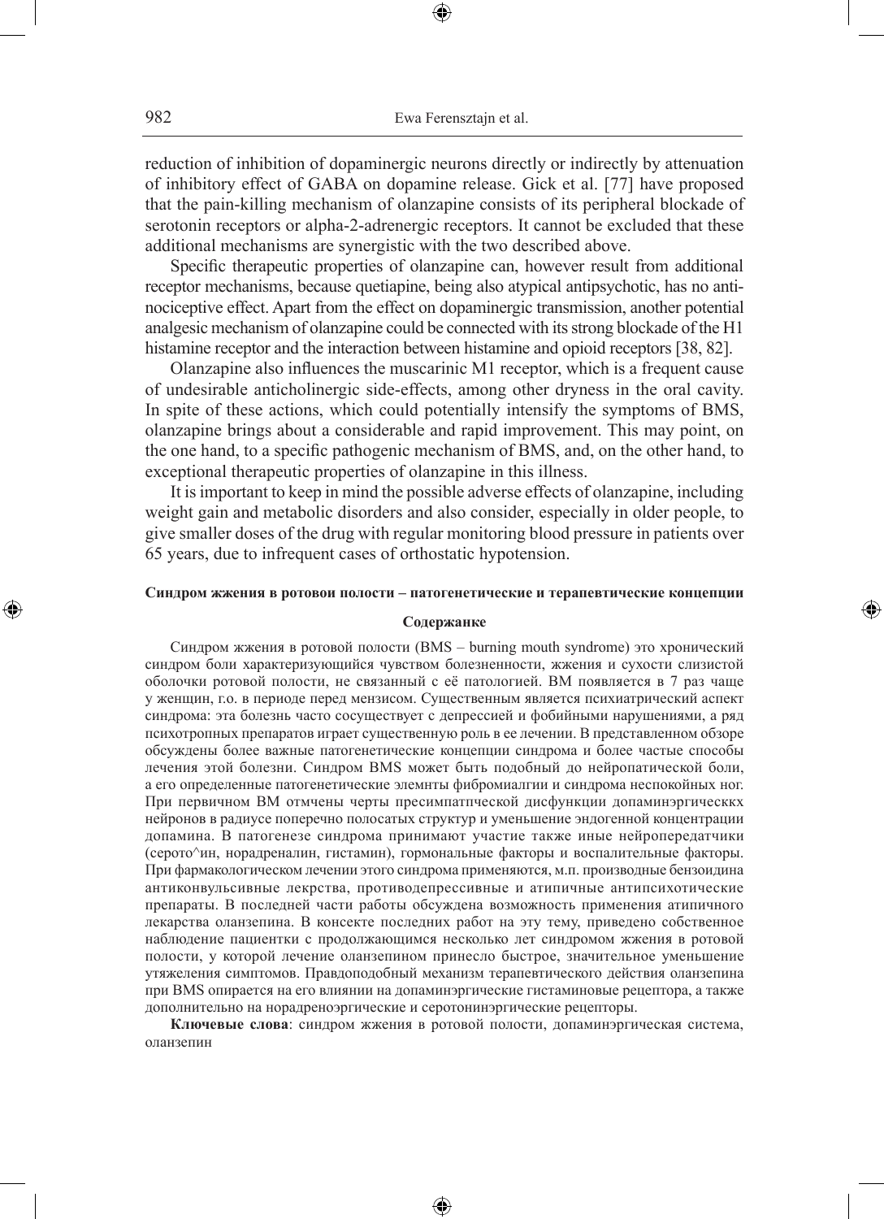reduction of inhibition of dopaminergic neurons directly or indirectly by attenuation of inhibitory effect of GABA on dopamine release. Gick et al. [77] have proposed that the pain-killing mechanism of olanzapine consists of its peripheral blockade of serotonin receptors or alpha-2-adrenergic receptors. It cannot be excluded that these additional mechanisms are synergistic with the two described above.

Specific therapeutic properties of olanzapine can, however result from additional receptor mechanisms, because quetiapine, being also atypical antipsychotic, has no antinociceptive effect. Apart from the effect on dopaminergic transmission, another potential analgesic mechanism of olanzapine could be connected with its strong blockade of the H1 histamine receptor and the interaction between histamine and opioid receptors [38, 82].

Olanzapine also influences the muscarinic M1 receptor, which is a frequent cause of undesirable anticholinergic side-effects, among other dryness in the oral cavity. In spite of these actions, which could potentially intensify the symptoms of BMS, olanzapine brings about a considerable and rapid improvement. This may point, on the one hand, to a specific pathogenic mechanism of BMS, and, on the other hand, to exceptional therapeutic properties of olanzapine in this illness.

It is important to keep in mind the possible adverse effects of olanzapine, including weight gain and metabolic disorders and also consider, especially in older people, to give smaller doses of the drug with regular monitoring blood pressure in patients over 65 years, due to infrequent cases of orthostatic hypotension.

## Синдром жжения в ротовои полости – патогенетические и терапевтические концепции

### Содержанке

Синдром жжения в ротовой полости (BMS – burning mouth syndrome) это хронический синдром боли характеризующийся чувством болезненности, жжения и сухости слизистой оболочки ротовой полости, не связанный с её патологией. BM появляется в 7 раз чаще у женщин, г.о. в периоде перед мензисом. Существенным является психиатрический аспект синдрома: эта болезнь часто сосуществует с депрессией и фобийными нарушениями, а ряд психотропных препаратов играет существенную роль в ее лечении. В представленном обзоре обсуждены более важные патогенетические концепции синдрома и более частые способы лечения этой болезни. Синдром BMS может быть подобный до нейропатической боли, а его определенные патогенетические элемнты фибромиалгии и синдрома неспокойных ног. При первичном BM отмчены черты пресимпатпческой дисфункции допаминэргическкх нейронов в радиусе поперечно полосатых структур и уменьшение эндогенной концентрации допамина. В патогенезе синдрома принимают участие также иные нейропередатчики (серото^ин, норадреналин, гистамин), гормональные факторы и воспалительные факторы. При фармакологическом лечении этого синдрома применяются, м.п. производные бензоидина антиконвульсивные лекрства, противодепрессивные и атипичные антипсихотические препараты. В последней части работы обсуждена возможность применения атипичного лекарства оланзепина. В консекте последних работ на эту тему, приведено собственное наблюдение пациентки с продолжающимся несколько лет синдромом жжения в ротовой полости, у которой лечение оланзепином принесло быстрое, значительное уменьшение утяжеления симптомов. Правдоподобный механизм терапевтического действия оланзепина при BMS опирается на его влиянии на допаминэргические гистаминовые рецептора, а также дополнительно на норадреноэргические и серотонинэргические рецепторы.

**Ключевые слова**: синдром жжения в ротовой полости, допаминэргическая система, оланзепин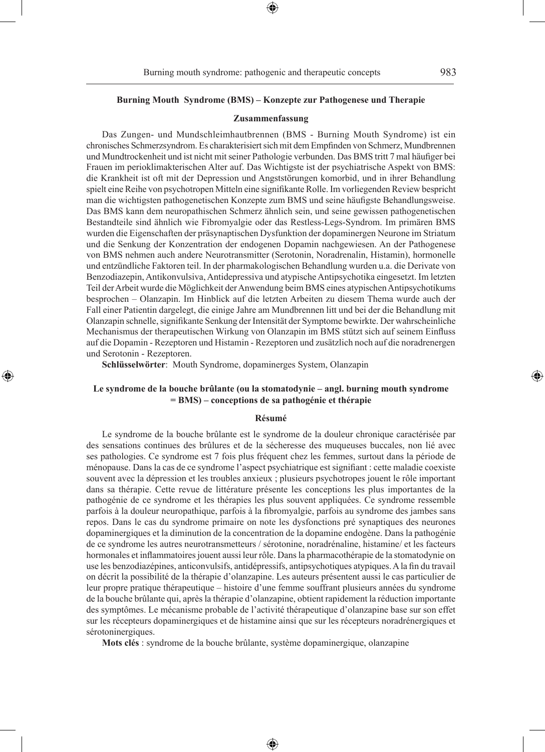### Burning Mouth Syndrome (BMS) – Konzepte zur Pathogenese und Therapie

#### Zusammenfassung

Das Zungen- und Mundschleimhautbrennen (BMS - Burning Mouth Syndrome) ist ein chronisches Schmerzsyndrom. Es charakterisiert sich mit dem Empfinden von Schmerz, Mundbrennen und Mundtrockenheit und ist nicht mit seiner Pathologie verbunden. Das BMS tritt 7 mal häufiger bei Frauen im perioklimakterischen Alter auf. Das Wichtigste ist der psychiatrische Aspekt von BMS: die Krankheit ist oft mit der Depression und Angststörungen komorbid, und in ihrer Behandlung spielt eine Reihe von psychotropen Mitteln eine signifikante Rolle. Im vorliegenden Review bespricht man die wichtigsten pathogenetischen Konzepte zum BMS und seine häufigste Behandlungsweise. Das BMS kann dem neuropathischen Schmerz ähnlich sein, und seine gewissen pathogenetischen Bestandteile sind ähnlich wie Fibromyalgie oder das Restless-Legs-Syndrom. Im primären BMS wurden die Eigenschaften der präsynaptischen Dysfunktion der dopaminergen Neurone im Striatum und die Senkung der Konzentration der endogenen Dopamin nachgewiesen. An der Pathogenese von BMS nehmen auch andere Neurotransmitter (Serotonin, Noradrenalin, Histamin), hormonelle und entzündliche Faktoren teil. In der pharmakologischen Behandlung wurden u.a. die Derivate von Benzodiazepin, Antikonvulsiva, Antidepressiva und atypische Antipsychotika eingesetzt. Im letzten Teil der Arbeit wurde die Möglichkeit der Anwendung beim BMS eines atypischen Antipsychotikums besprochen – Olanzapin. Im Hinblick auf die letzten Arbeiten zu diesem Thema wurde auch der Fall einer Patientin dargelegt, die einige Jahre am Mundbrennen litt und bei der die Behandlung mit Olanzapin schnelle, signifikante Senkung der Intensität der Symptome bewirkte. Der wahrscheinliche Mechanismus der therapeutischen Wirkung von Olanzapin im BMS stützt sich auf seinem Einfluss auf die Dopamin - Rezeptoren und Histamin - Rezeptoren und zusätzlich noch auf die noradrenergen und Serotonin - Rezeptoren.

**Schlüsselwörter**: Mouth Syndrome, dopaminerges System, Olanzapin

### Le syndrome de la bouche brûlante (ou la stomatodynie – angl. burning mouth syndrome = BMS) – conceptions de sa pathogénie et thérapie

#### Résumé

Le syndrome de la bouche brûlante est le syndrome de la douleur chronique caractérisée par des sensations continues des brûlures et de la sécheresse des muqueuses buccales, non lié avec ses pathologies. Ce syndrome est 7 fois plus fréquent chez les femmes, surtout dans la période de ménopause. Dans la cas de ce syndrome l'aspect psychiatrique est signifiant : cette maladie coexiste souvent avec la dépression et les troubles anxieux ; plusieurs psychotropes jouent le rôle important dans sa thérapie. Cette revue de littérature présente les conceptions les plus importantes de la pathogénie de ce syndrome et les thérapies les plus souvent appliquées. Ce syndrome ressemble parfois à la douleur neuropathique, parfois à la fibromyalgie, parfois au syndrome des jambes sans repos. Dans le cas du syndrome primaire on note les dysfonctions pré synaptiques des neurones dopaminergiques et la diminution de la concentration de la dopamine endogène. Dans la pathogénie de ce syndrome les autres neurotransmetteurs / sérotonine, noradrénaline, histamine/ et les facteurs hormonales et inflammatoires jouent aussi leur rôle. Dans la pharmacothérapie de la stomatodynie on use les benzodiazépines, anticonvulsifs, antidépressifs, antipsychotiques atypiques. A la fin du travail on décrit la possibilité de la thérapie d'olanzapine. Les auteurs présentent aussi le cas particulier de leur propre pratique thérapeutique – histoire d'une femme souffrant plusieurs années du syndrome de la bouche brûlante qui, après la thérapie d'olanzapine, obtient rapidement la réduction importante des symptômes. Le mécanisme probable de l'activité thérapeutique d'olanzapine base sur son effet sur les récepteurs dopaminergiques et de histamine ainsi que sur les récepteurs noradrénergiques et sérotoninergiques.

**Mots clés** : syndrome de la bouche brûlante, système dopaminergique, olanzapine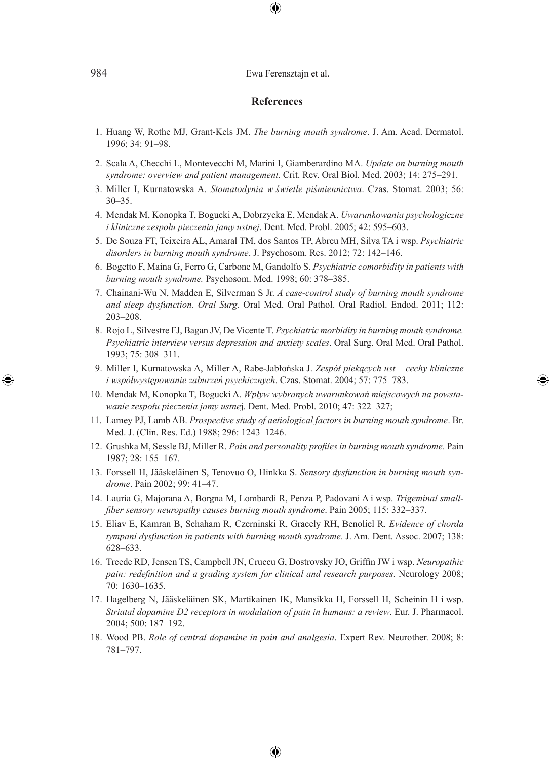## References

1. Huang W, Rothe MJ, Grant-Kels JM. *The burning mouth syndrome*. J. Am. Acad. Dermatol. 1996; 34: 91–98.
2. Scala A, Checchi L, Montevecchi M, Marini I, Giamberardino MA. *Update on burning mouth syndrome: overview and patient management*. Crit. Rev. Oral Biol. Med. 2003; 14: 275–291.
3. Miller I, Kurnatowska A. *Stomatodynia w świetle piśmiennictwa*. Czas. Stomat. 2003; 56: 30–35.
4. Mendak M, Konopka T, Bogucki A, Dobrzycka E, Mendak A. *Uwarunkowania psychologiczne i kliniczne zespołu pieczenia jamy ustnej*. Dent. Med. Probl. 2005; 42: 595–603.
5. De Souza FT, Teixeira AL, Amaral TM, dos Santos TP, Abreu MH, Silva TA i wsp. *Psychiatric disorders in burning mouth syndrome*. J. Psychosom. Res. 2012; 72: 142–146.
6. Bogetto F, Maina G, Ferro G, Carbone M, Gandolfo S. *Psychiatric comorbidity in patients with burning mouth syndrome.* Psychosom. Med. 1998; 60: 378–385.
7. Chainani-Wu N, Madden E, Silverman S Jr. *A case-control study of burning mouth syndrome and sleep dysfunction. Oral Surg.* Oral Med. Oral Pathol. Oral Radiol. Endod. 2011; 112: 203–208.
8. Rojo L, Silvestre FJ, Bagan JV, De Vicente T. *Psychiatric morbidity in burning mouth syndrome. Psychiatric interview versus depression and anxiety scales*. Oral Surg. Oral Med. Oral Pathol. 1993; 75: 308–311.
9. Miller I, Kurnatowska A, Miller A, Rabe-Jabłońska J. *Zespół piekących ust – cechy kliniczne i współwystępowanie zaburzeń psychicznych*. Czas. Stomat. 2004; 57: 775–783.
10. Mendak M, Konopka T, Bogucki A. *Wpływ wybranych uwarunkowań miejscowych na powstawanie zespołu pieczenia jamy ustne*j. Dent. Med. Probl. 2010; 47: 322–327;
11. Lamey PJ, Lamb AB. *Prospective study of aetiological factors in burning mouth syndrome*. Br. Med. J. (Clin. Res. Ed.) 1988; 296: 1243–1246.
12. Grushka M, Sessle BJ, Miller R. *Pain and personality profiles in burning mouth syndrome*. Pain 1987; 28: 155–167.
13. Forssell H, Jääskeläinen S, Tenovuo O, Hinkka S. *Sensory dysfunction in burning mouth syndrome*. Pain 2002; 99: 41–47.
14. Lauria G, Majorana A, Borgna M, Lombardi R, Penza P, Padovani A i wsp. *Trigeminal small-fiber sensory neuropathy causes burning mouth syndrome*. Pain 2005; 115: 332–337.
15. Eliav E, Kamran B, Schaham R, Czerninski R, Gracely RH, Benoliel R. *Evidence of chorda tympani dysfunction in patients with burning mouth syndrome*. J. Am. Dent. Assoc. 2007; 138: 628–633.
16. Treede RD, Jensen TS, Campbell JN, Cruccu G, Dostrovsky JO, Griffin JW i wsp. *Neuropathic pain: redefinition and a grading system for clinical and research purposes*. Neurology 2008; 70: 1630–1635.
17. Hagelberg N, Jääskeläinen SK, Martikainen IK, Mansikka H, Forssell H, Scheinin H i wsp. *Striatal dopamine D2 receptors in modulation of pain in humans: a review*. Eur. J. Pharmacol. 2004; 500: 187–192.
18. Wood PB. *Role of central dopamine in pain and analgesia*. Expert Rev. Neurother. 2008; 8: 781–797.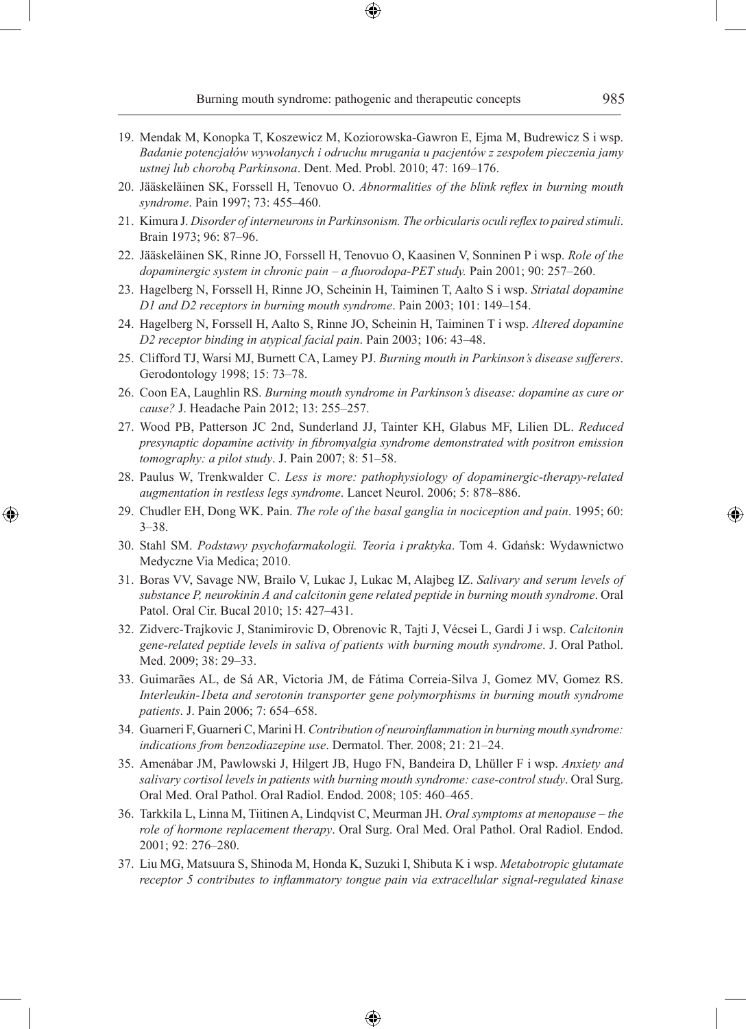19. Mendak M, Konopka T, Koszewicz M, Koziorowska-Gawron E, Ejma M, Budrewicz S i wsp. *Badanie potencjałów wywołanych i odruchu mrugania u pacjentów z zespołem pieczenia jamy ustnej lub chorobą Parkinsona*. Dent. Med. Probl. 2010; 47: 169–176.
20. Jääskeläinen SK, Forssell H, Tenovuo O. *Abnormalities of the blink reflex in burning mouth syndrome*. Pain 1997; 73: 455–460.
21. Kimura J. *Disorder of interneurons in Parkinsonism. The orbicularis oculi reflex to paired stimuli*. Brain 1973; 96: 87–96.
22. Jääskeläinen SK, Rinne JO, Forssell H, Tenovuo O, Kaasinen V, Sonninen P i wsp. *Role of the dopaminergic system in chronic pain – a fluorodopa-PET study.* Pain 2001; 90: 257–260.
23. Hagelberg N, Forssell H, Rinne JO, Scheinin H, Taiminen T, Aalto S i wsp. *Striatal dopamine D1 and D2 receptors in burning mouth syndrome*. Pain 2003; 101: 149–154.
24. Hagelberg N, Forssell H, Aalto S, Rinne JO, Scheinin H, Taiminen T i wsp. *Altered dopamine D2 receptor binding in atypical facial pain*. Pain 2003; 106: 43–48.
25. Clifford TJ, Warsi MJ, Burnett CA, Lamey PJ. *Burning mouth in Parkinson's disease sufferers*. Gerodontology 1998; 15: 73–78.
26. Coon EA, Laughlin RS. *Burning mouth syndrome in Parkinson's disease: dopamine as cure or cause?* J. Headache Pain 2012; 13: 255–257.
27. Wood PB, Patterson JC 2nd, Sunderland JJ, Tainter KH, Glabus MF, Lilien DL. *Reduced presynaptic dopamine activity in fibromyalgia syndrome demonstrated with positron emission tomography: a pilot study*. J. Pain 2007; 8: 51–58.
28. Paulus W, Trenkwalder C. *Less is more: pathophysiology of dopaminergic-therapy-related augmentation in restless legs syndrome*. Lancet Neurol. 2006; 5: 878–886.
29. Chudler EH, Dong WK. Pain. *The role of the basal ganglia in nociception and pain*. 1995; 60: 3–38.
30. Stahl SM. *Podstawy psychofarmakologii. Teoria i praktyka*. Tom 4. Gdańsk: Wydawnictwo Medyczne Via Medica; 2010.
31. Boras VV, Savage NW, Brailo V, Lukac J, Lukac M, Alajbeg IZ. *Salivary and serum levels of substance P, neurokinin A and calcitonin gene related peptide in burning mouth syndrome*. Oral Patol. Oral Cir. Bucal 2010; 15: 427–431.
32. Zidverc-Trajkovic J, Stanimirovic D, Obrenovic R, Tajti J, Vécsei L, Gardi J i wsp. *Calcitonin gene-related peptide levels in saliva of patients with burning mouth syndrome*. J. Oral Pathol. Med. 2009; 38: 29–33.
33. Guimarães AL, de Sá AR, Victoria JM, de Fátima Correia-Silva J, Gomez MV, Gomez RS. *Interleukin-1beta and serotonin transporter gene polymorphisms in burning mouth syndrome patients*. J. Pain 2006; 7: 654–658.
34. Guarneri F, Guarneri C, Marini H. *Contribution of neuroinflammation in burning mouth syndrome: indications from benzodiazepine use*. Dermatol. Ther. 2008; 21: 21–24.
35. Amenábar JM, Pawlowski J, Hilgert JB, Hugo FN, Bandeira D, Lhüller F i wsp. *Anxiety and salivary cortisol levels in patients with burning mouth syndrome: case-control study*. Oral Surg. Oral Med. Oral Pathol. Oral Radiol. Endod. 2008; 105: 460–465.
36. Tarkkila L, Linna M, Tiitinen A, Lindqvist C, Meurman JH. *Oral symptoms at menopause – the role of hormone replacement therapy*. Oral Surg. Oral Med. Oral Pathol. Oral Radiol. Endod. 2001; 92: 276–280.
37. Liu MG, Matsuura S, Shinoda M, Honda K, Suzuki I, Shibuta K i wsp. *Metabotropic glutamate receptor 5 contributes to inflammatory tongue pain via extracellular signal-regulated kinase*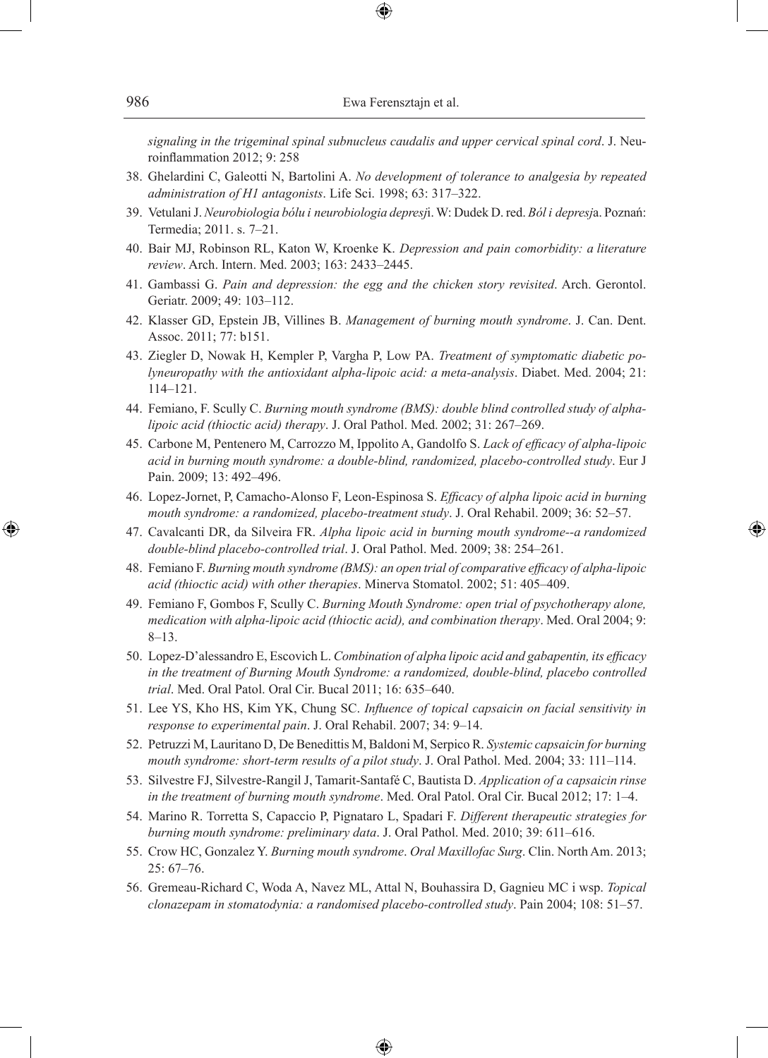*signaling in the trigeminal spinal subnucleus caudalis and upper cervical spinal cord*. J. Neuroinflammation 2012; 9: 258

38. Ghelardini C, Galeotti N, Bartolini A. *No development of tolerance to analgesia by repeated administration of H1 antagonists*. Life Sci. 1998; 63: 317–322.
39. Vetulani J. *Neurobiologia bólu i neurobiologia depresj*i. W: Dudek D. red. *Ból i depresj*a. Poznań: Termedia; 2011. s. 7–21.
40. Bair MJ, Robinson RL, Katon W, Kroenke K. *Depression and pain comorbidity: a literature review*. Arch. Intern. Med. 2003; 163: 2433–2445.
41. Gambassi G. *Pain and depression: the egg and the chicken story revisited*. Arch. Gerontol. Geriatr. 2009; 49: 103–112.
42. Klasser GD, Epstein JB, Villines B. *Management of burning mouth syndrome*. J. Can. Dent. Assoc. 2011; 77: b151.
43. Ziegler D, Nowak H, Kempler P, Vargha P, Low PA. *Treatment of symptomatic diabetic polyneuropathy with the antioxidant alpha-lipoic acid: a meta-analysis*. Diabet. Med. 2004; 21: 114–121.
44. Femiano, F. Scully C. *Burning mouth syndrome (BMS): double blind controlled study of alpha-lipoic acid (thioctic acid) therapy*. J. Oral Pathol. Med. 2002; 31: 267–269.
45. Carbone M, Pentenero M, Carrozzo M, Ippolito A, Gandolfo S. *Lack of efficacy of alpha-lipoic acid in burning mouth syndrome: a double-blind, randomized, placebo-controlled study*. Eur J Pain. 2009; 13: 492–496.
46. Lopez-Jornet, P, Camacho-Alonso F, Leon-Espinosa S. *Efficacy of alpha lipoic acid in burning mouth syndrome: a randomized, placebo-treatment study*. J. Oral Rehabil. 2009; 36: 52–57.
47. Cavalcanti DR, da Silveira FR. *Alpha lipoic acid in burning mouth syndrome--a randomized double-blind placebo-controlled trial*. J. Oral Pathol. Med. 2009; 38: 254–261.
48. Femiano F. *Burning mouth syndrome (BMS): an open trial of comparative efficacy of alpha-lipoic acid (thioctic acid) with other therapies*. Minerva Stomatol. 2002; 51: 405–409.
49. Femiano F, Gombos F, Scully C. *Burning Mouth Syndrome: open trial of psychotherapy alone, medication with alpha-lipoic acid (thioctic acid), and combination therapy*. Med. Oral 2004; 9: 8–13.
50. Lopez-D'alessandro E, Escovich L. *Combination of alpha lipoic acid and gabapentin, its efficacy in the treatment of Burning Mouth Syndrome: a randomized, double-blind, placebo controlled trial*. Med. Oral Patol. Oral Cir. Bucal 2011; 16: 635–640.
51. Lee YS, Kho HS, Kim YK, Chung SC. *Influence of topical capsaicin on facial sensitivity in response to experimental pain*. J. Oral Rehabil. 2007; 34: 9–14.
52. Petruzzi M, Lauritano D, De Benedittis M, Baldoni M, Serpico R. *Systemic capsaicin for burning mouth syndrome: short-term results of a pilot study*. J. Oral Pathol. Med. 2004; 33: 111–114.
53. Silvestre FJ, Silvestre-Rangil J, Tamarit-Santafé C, Bautista D. *Application of a capsaicin rinse in the treatment of burning mouth syndrome*. Med. Oral Patol. Oral Cir. Bucal 2012; 17: 1–4.
54. Marino R. Torretta S, Capaccio P, Pignataro L, Spadari F. *Different therapeutic strategies for burning mouth syndrome: preliminary data*. J. Oral Pathol. Med. 2010; 39: 611–616.
55. Crow HC, Gonzalez Y. *Burning mouth syndrome*. *Oral Maxillofac Surg*. Clin. North Am. 2013; 25: 67–76.
56. Gremeau-Richard C, Woda A, Navez ML, Attal N, Bouhassira D, Gagnieu MC i wsp. *Topical clonazepam in stomatodynia: a randomised placebo-controlled study*. Pain 2004; 108: 51–57.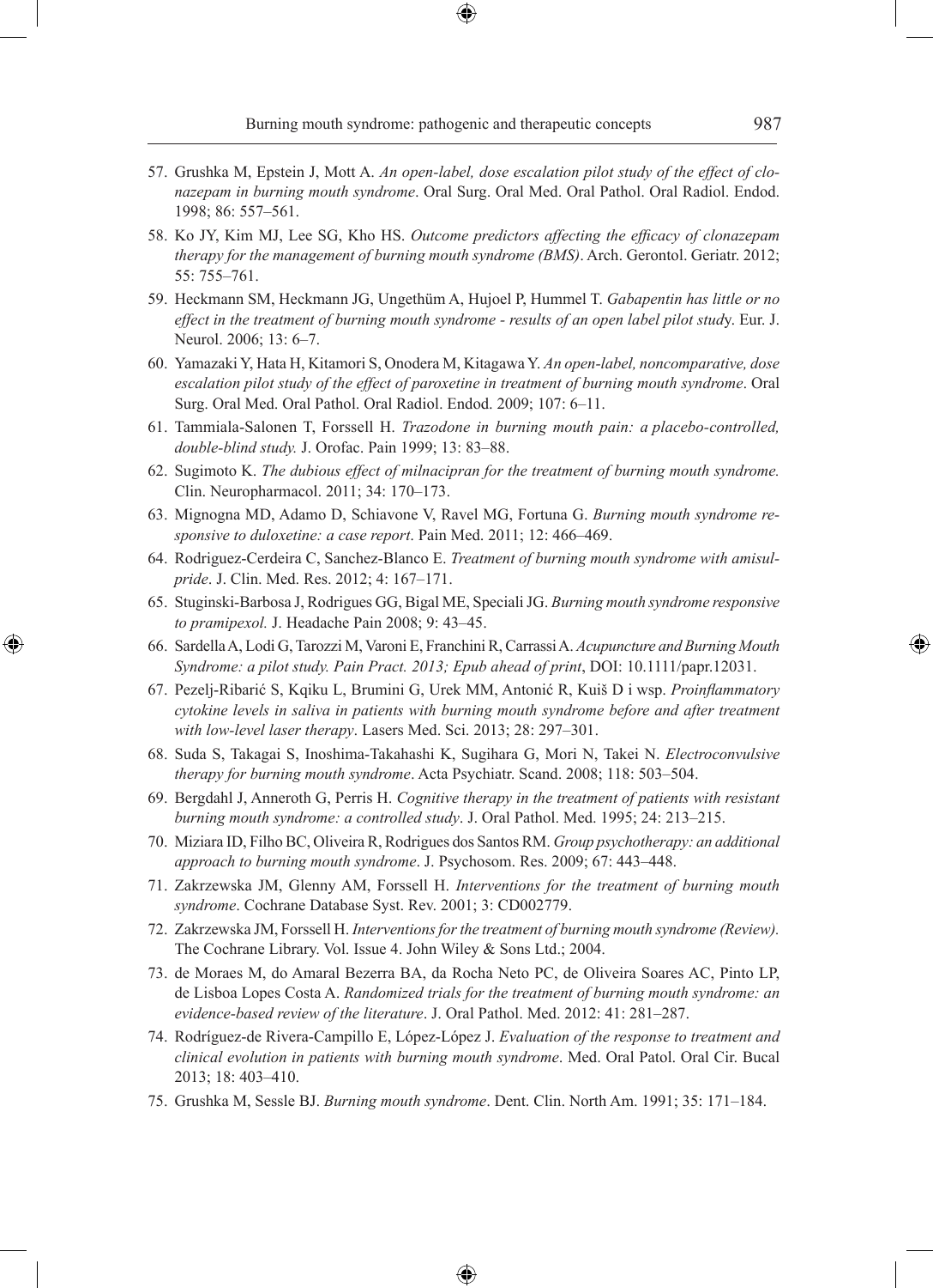57. Grushka M, Epstein J, Mott A. *An open-label, dose escalation pilot study of the effect of clonazepam in burning mouth syndrome*. Oral Surg. Oral Med. Oral Pathol. Oral Radiol. Endod. 1998; 86: 557–561.
58. Ko JY, Kim MJ, Lee SG, Kho HS. *Outcome predictors affecting the efficacy of clonazepam therapy for the management of burning mouth syndrome (BMS)*. Arch. Gerontol. Geriatr. 2012; 55: 755–761.
59. Heckmann SM, Heckmann JG, Ungethüm A, Hujoel P, Hummel T. *Gabapentin has little or no effect in the treatment of burning mouth syndrome - results of an open label pilot stud*y. Eur. J. Neurol. 2006; 13: 6–7.
60. Yamazaki Y, Hata H, Kitamori S, Onodera M, Kitagawa Y. *An open-label, noncomparative, dose escalation pilot study of the effect of paroxetine in treatment of burning mouth syndrome*. Oral Surg. Oral Med. Oral Pathol. Oral Radiol. Endod. 2009; 107: 6–11.
61. Tammiala-Salonen T, Forssell H. *Trazodone in burning mouth pain: a placebo-controlled, double-blind study.* J. Orofac. Pain 1999; 13: 83–88.
62. Sugimoto K. *The dubious effect of milnacipran for the treatment of burning mouth syndrome.* Clin. Neuropharmacol. 2011; 34: 170–173.
63. Mignogna MD, Adamo D, Schiavone V, Ravel MG, Fortuna G. *Burning mouth syndrome responsive to duloxetine: a case report*. Pain Med. 2011; 12: 466–469.
64. Rodriguez-Cerdeira C, Sanchez-Blanco E. *Treatment of burning mouth syndrome with amisulpride*. J. Clin. Med. Res. 2012; 4: 167–171.
65. Stuginski-Barbosa J, Rodrigues GG, Bigal ME, Speciali JG. *Burning mouth syndrome responsive to pramipexol.* J. Headache Pain 2008; 9: 43–45.
66. Sardella A, Lodi G, Tarozzi M, Varoni E, Franchini R, Carrassi A. *Acupuncture and Burning Mouth Syndrome: a pilot study. Pain Pract. 2013; Epub ahead of print*, DOI: 10.1111/papr.12031.
67. Pezelj-Ribarić S, Kqiku L, Brumini G, Urek MM, Antonić R, Kuiš D i wsp. *Proinflammatory cytokine levels in saliva in patients with burning mouth syndrome before and after treatment with low-level laser therapy*. Lasers Med. Sci. 2013; 28: 297–301.
68. Suda S, Takagai S, Inoshima-Takahashi K, Sugihara G, Mori N, Takei N. *Electroconvulsive therapy for burning mouth syndrome*. Acta Psychiatr. Scand. 2008; 118: 503–504.
69. Bergdahl J, Anneroth G, Perris H. *Cognitive therapy in the treatment of patients with resistant burning mouth syndrome: a controlled study*. J. Oral Pathol. Med. 1995; 24: 213–215.
70. Miziara ID, Filho BC, Oliveira R, Rodrigues dos Santos RM. *Group psychotherapy: an additional approach to burning mouth syndrome*. J. Psychosom. Res. 2009; 67: 443–448.
71. Zakrzewska JM, Glenny AM, Forssell H. *Interventions for the treatment of burning mouth syndrome*. Cochrane Database Syst. Rev. 2001; 3: CD002779.
72. Zakrzewska JM, Forssell H. *Interventions for the treatment of burning mouth syndrome (Review).* The Cochrane Library. Vol. Issue 4. John Wiley & Sons Ltd.; 2004.
73. de Moraes M, do Amaral Bezerra BA, da Rocha Neto PC, de Oliveira Soares AC, Pinto LP, de Lisboa Lopes Costa A. *Randomized trials for the treatment of burning mouth syndrome: an evidence-based review of the literature*. J. Oral Pathol. Med. 2012: 41: 281–287.
74. Rodríguez-de Rivera-Campillo E, López-López J. *Evaluation of the response to treatment and clinical evolution in patients with burning mouth syndrome*. Med. Oral Patol. Oral Cir. Bucal 2013; 18: 403–410.
75. Grushka M, Sessle BJ. *Burning mouth syndrome*. Dent. Clin. North Am. 1991; 35: 171–184.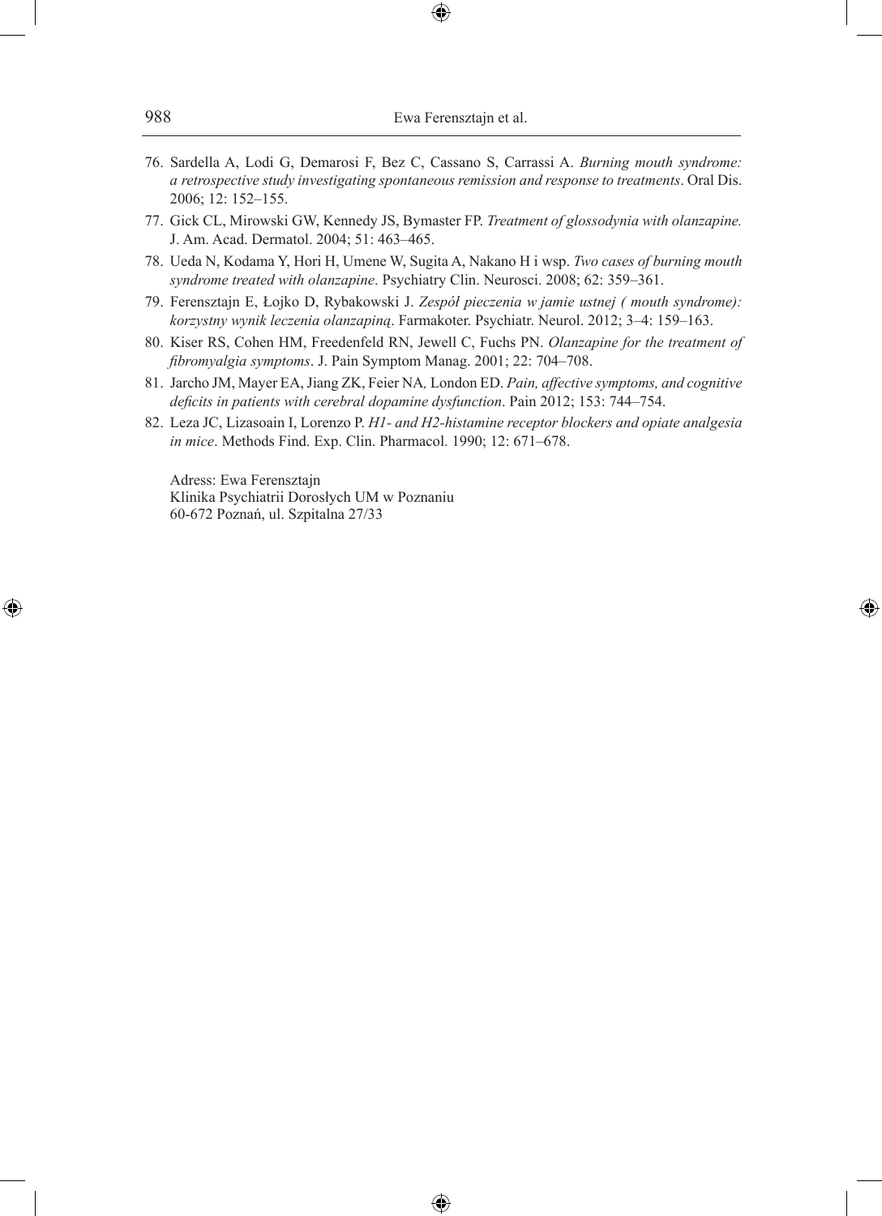76. Sardella A, Lodi G, Demarosi F, Bez C, Cassano S, Carrassi A. *Burning mouth syndrome: a retrospective study investigating spontaneous remission and response to treatments*. Oral Dis. 2006; 12: 152–155.
77. Gick CL, Mirowski GW, Kennedy JS, Bymaster FP. *Treatment of glossodynia with olanzapine.* J. Am. Acad. Dermatol. 2004; 51: 463–465.
78. Ueda N, Kodama Y, Hori H, Umene W, Sugita A, Nakano H i wsp. *Two cases of burning mouth syndrome treated with olanzapine*. Psychiatry Clin. Neurosci. 2008; 62: 359–361.
79. Ferensztajn E, Łojko D, Rybakowski J. *Zespół pieczenia w jamie ustnej ( mouth syndrome): korzystny wynik leczenia olanzapiną*. Farmakoter. Psychiatr. Neurol. 2012; 3–4: 159–163.
80. Kiser RS, Cohen HM, Freedenfeld RN, Jewell C, Fuchs PN. *Olanzapine for the treatment of fibromyalgia symptoms*. J. Pain Symptom Manag. 2001; 22: 704–708.
81. Jarcho JM, Mayer EA, Jiang ZK, Feier NA*,* London ED. *Pain, affective symptoms, and cognitive deficits in patients with cerebral dopamine dysfunction*. Pain 2012; 153: 744–754.
82. Leza JC, Lizasoain I, Lorenzo P. *H1- and H2-histamine receptor blockers and opiate analgesia in mice*. Methods Find. Exp. Clin. Pharmacol. 1990; 12: 671–678.

Adress: Ewa Ferensztajn
Klinika Psychiatrii Dorosłych UM w Poznaniu
60-672 Poznań, ul. Szpitalna 27/33